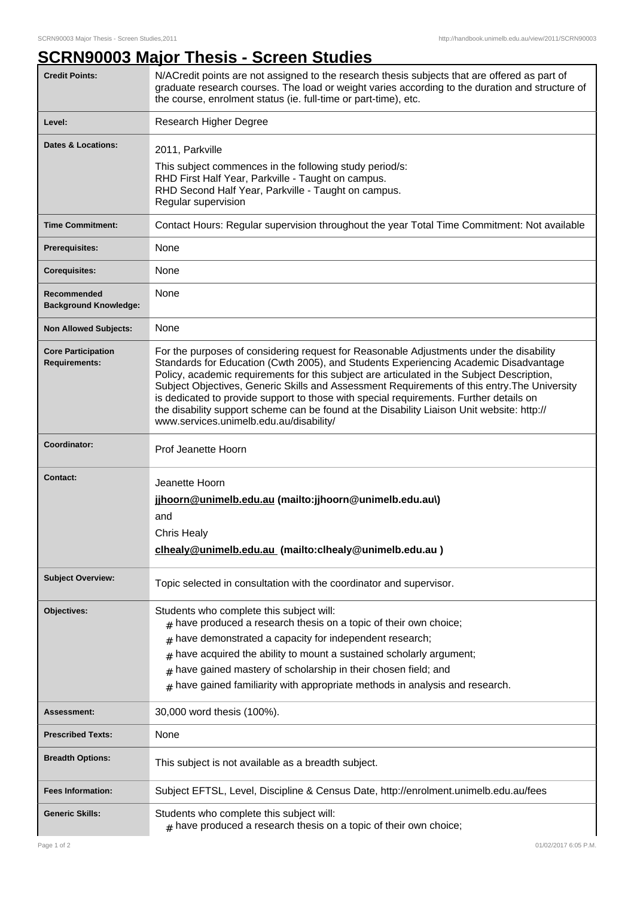# SCRN90003 Major Thesis - Screen Studies

| | |
|---|---|
| **Credit Points:** | N/ACredit points are not assigned to the research thesis subjects that are offered as part of graduate research courses. The load or weight varies according to the duration and structure of the course, enrolment status (ie. full-time or part-time), etc. |
| **Level:** | Research Higher Degree |
| **Dates & Locations:** | 2011, Parkville<br>This subject commences in the following study period/s:<br>RHD First Half Year, Parkville - Taught on campus.<br>RHD Second Half Year, Parkville - Taught on campus.<br>Regular supervision |
| **Time Commitment:** | Contact Hours: Regular supervision throughout the year Total Time Commitment: Not available |
| **Prerequisites:** | None |
| **Corequisites:** | None |
| **Recommended Background Knowledge:** | None |
| **Non Allowed Subjects:** | None |
| **Core Participation Requirements:** | For the purposes of considering request for Reasonable Adjustments under the disability Standards for Education (Cwth 2005), and Students Experiencing Academic Disadvantage Policy, academic requirements for this subject are articulated in the Subject Description, Subject Objectives, Generic Skills and Assessment Requirements of this entry.The University is dedicated to provide support to those with special requirements. Further details on the disability support scheme can be found at the Disability Liaison Unit website: http://www.services.unimelb.edu.au/disability/ |
| **Coordinator:** | Prof Jeanette Hoorn |
| **Contact:** | Jeanette Hoorn<br>**jjhoorn@unimelb.edu.au (mailto:jjhoorn@unimelb.edu.au\)**<br>and<br>Chris Healy<br>**clhealy@unimelb.edu.au (mailto:clhealy@unimelb.edu.au )** |
| **Subject Overview:** | Topic selected in consultation with the coordinator and supervisor. |
| **Objectives:** | Students who complete this subject will:<br># have produced a research thesis on a topic of their own choice;<br># have demonstrated a capacity for independent research;<br># have acquired the ability to mount a sustained scholarly argument;<br># have gained mastery of scholarship in their chosen field; and<br># have gained familiarity with appropriate methods in analysis and research. |
| **Assessment:** | 30,000 word thesis (100%). |
| **Prescribed Texts:** | None |
| **Breadth Options:** | This subject is not available as a breadth subject. |
| **Fees Information:** | Subject EFTSL, Level, Discipline & Census Date, http://enrolment.unimelb.edu.au/fees |
| **Generic Skills:** | Students who complete this subject will:<br># have produced a research thesis on a topic of their own choice; |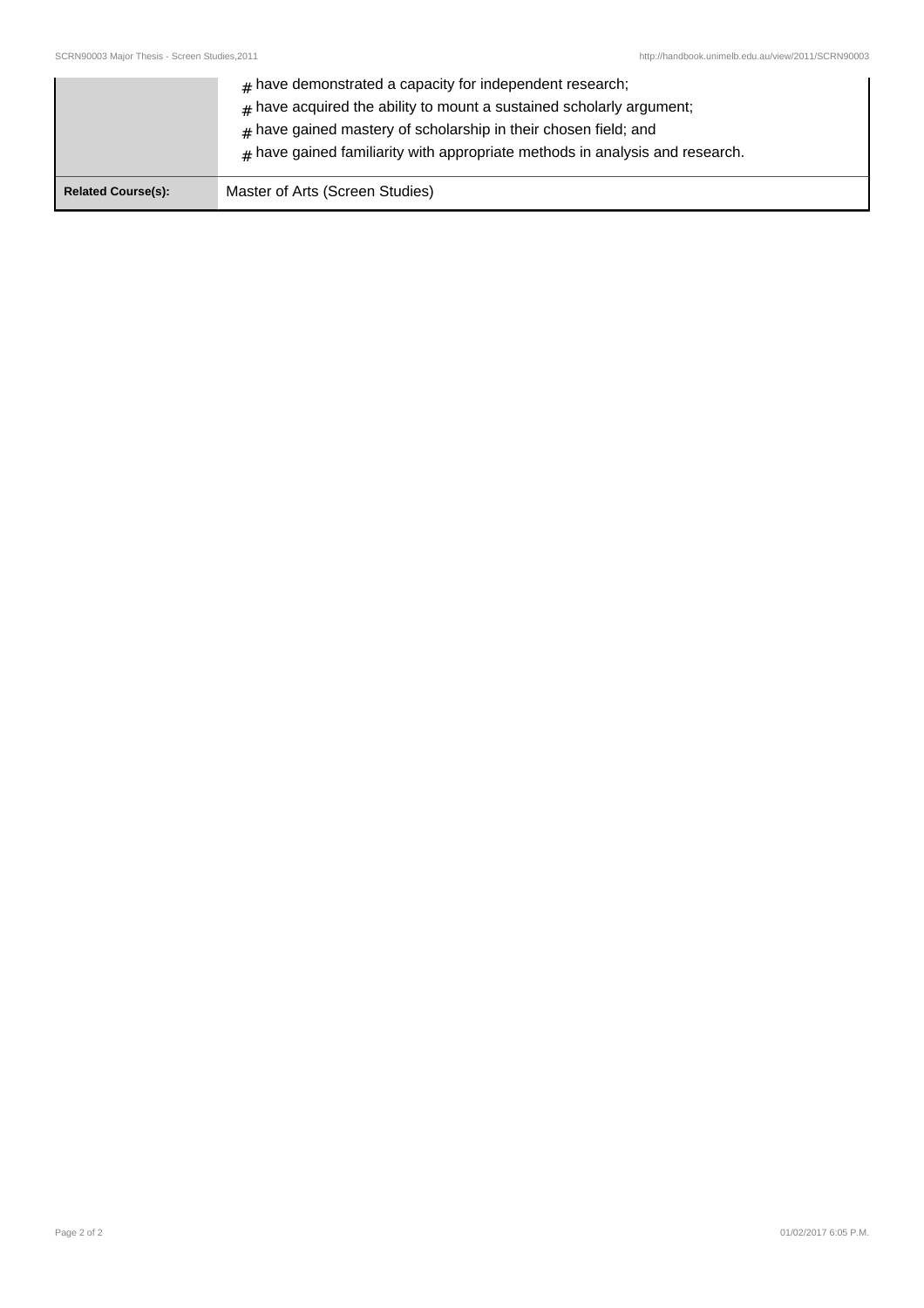| | |
|---|---|
| | # have demonstrated a capacity for independent research;<br># have acquired the ability to mount a sustained scholarly argument;<br># have gained mastery of scholarship in their chosen field; and<br># have gained familiarity with appropriate methods in analysis and research. |
| **Related Course(s):** | Master of Arts (Screen Studies) |